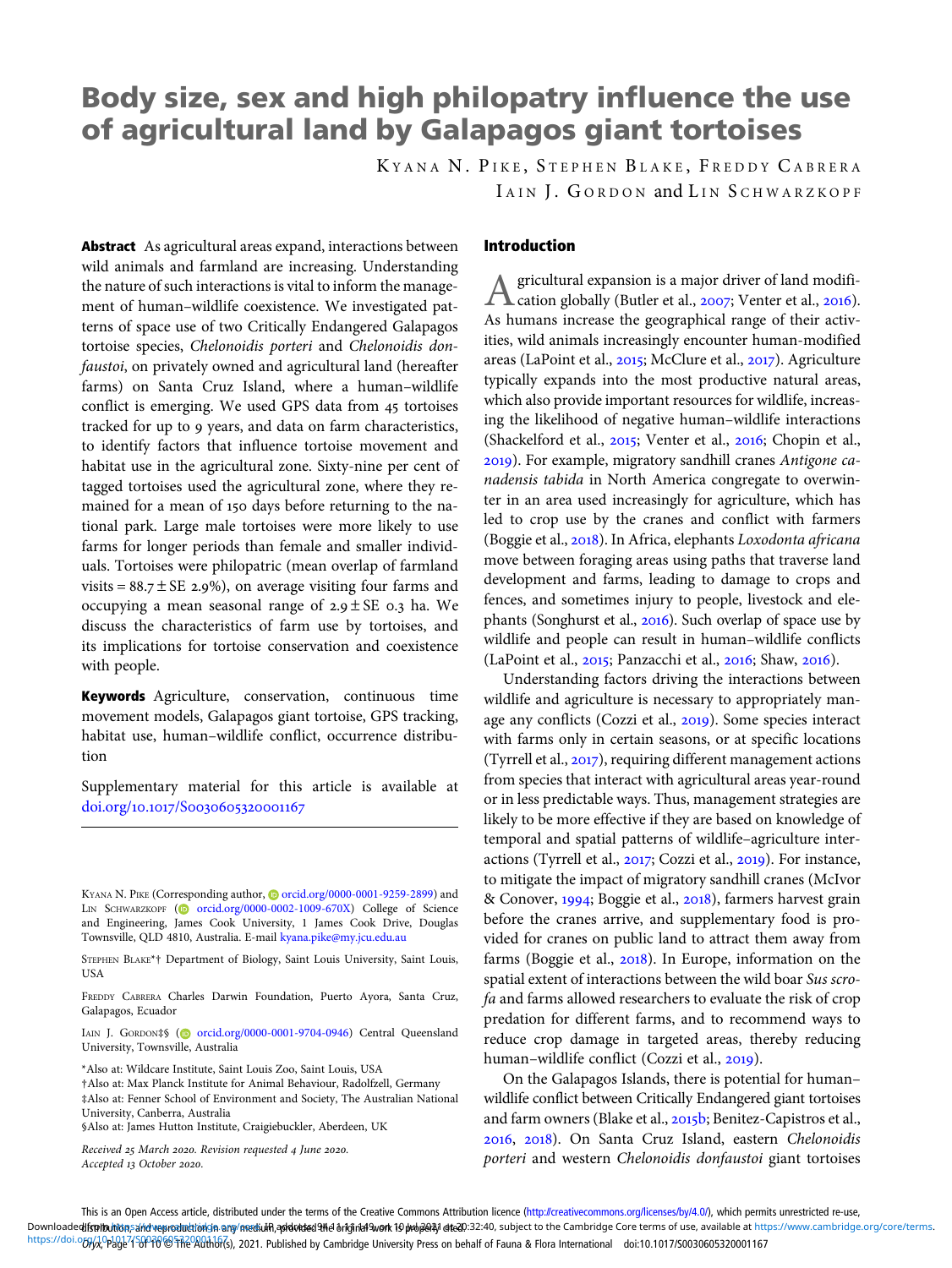# Body size, sex and high philopatry influence the use of agricultural land by Galapagos giant tortoises

KYANA N. PIKE, STEPHEN BLAKE, FREDDY CABRERA
IAIN J. GORDON and LIN SCHWARZKOPF

**Abstract** As agricultural areas expand, interactions between wild animals and farmland are increasing. Understanding the nature of such interactions is vital to inform the management of human–wildlife coexistence. We investigated patterns of space use of two Critically Endangered Galapagos tortoise species, *Chelonoidis porteri* and *Chelonoidis donfaustoi*, on privately owned and agricultural land (hereafter farms) on Santa Cruz Island, where a human–wildlife conflict is emerging. We used GPS data from 45 tortoises tracked for up to 9 years, and data on farm characteristics, to identify factors that influence tortoise movement and habitat use in the agricultural zone. Sixty-nine per cent of tagged tortoises used the agricultural zone, where they remained for a mean of 150 days before returning to the national park. Large male tortoises were more likely to use farms for longer periods than female and smaller individuals. Tortoises were philopatric (mean overlap of farmland visits = 88.7 ± SE 2.9%), on average visiting four farms and occupying a mean seasonal range of 2.9 ± SE 0.3 ha. We discuss the characteristics of farm use by tortoises, and its implications for tortoise conservation and coexistence with people.

**Keywords** Agriculture, conservation, continuous time movement models, Galapagos giant tortoise, GPS tracking, habitat use, human–wildlife conflict, occurrence distribution

Supplementary material for this article is available at doi.org/10.1017/S0030605320001167

KYANA N. PIKE (Corresponding author, orcid.org/0000-0001-9259-2899) and LIN SCHWARZKOPF (orcid.org/0000-0002-1009-670X) College of Science and Engineering, James Cook University, 1 James Cook Drive, Douglas Townsville, QLD 4810, Australia. E-mail kyana.pike@my.jcu.edu.au

STEPHEN BLAKE*† Department of Biology, Saint Louis University, Saint Louis, USA

FREDDY CABRERA Charles Darwin Foundation, Puerto Ayora, Santa Cruz, Galapagos, Ecuador

IAIN J. GORDON‡§ (orcid.org/0000-0001-9704-0946) Central Queensland University, Townsville, Australia

*Also at: Wildcare Institute, Saint Louis Zoo, Saint Louis, USA
†Also at: Max Planck Institute for Animal Behaviour, Radolfzell, Germany
‡Also at: Fenner School of Environment and Society, The Australian National University, Canberra, Australia
§Also at: James Hutton Institute, Craigiebuckler, Aberdeen, UK

*Received 25 March 2020. Revision requested 4 June 2020. Accepted 13 October 2020.*

## Introduction

Agricultural expansion is a major driver of land modification globally (Butler et al., 2007; Venter et al., 2016). As humans increase the geographical range of their activities, wild animals increasingly encounter human-modified areas (LaPoint et al., 2015; McClure et al., 2017). Agriculture typically expands into the most productive natural areas, which also provide important resources for wildlife, increasing the likelihood of negative human–wildlife interactions (Shackelford et al., 2015; Venter et al., 2016; Chopin et al., 2019). For example, migratory sandhill cranes *Antigone canadensis tabida* in North America congregate to overwinter in an area used increasingly for agriculture, which has led to crop use by the cranes and conflict with farmers (Boggie et al., 2018). In Africa, elephants *Loxodonta africana* move between foraging areas using paths that traverse land development and farms, leading to damage to crops and fences, and sometimes injury to people, livestock and elephants (Songhurst et al., 2016). Such overlap of space use by wildlife and people can result in human–wildlife conflicts (LaPoint et al., 2015; Panzacchi et al., 2016; Shaw, 2016).

Understanding factors driving the interactions between wildlife and agriculture is necessary to appropriately manage any conflicts (Cozzi et al., 2019). Some species interact with farms only in certain seasons, or at specific locations (Tyrrell et al., 2017), requiring different management actions from species that interact with agricultural areas year-round or in less predictable ways. Thus, management strategies are likely to be more effective if they are based on knowledge of temporal and spatial patterns of wildlife–agriculture interactions (Tyrrell et al., 2017; Cozzi et al., 2019). For instance, to mitigate the impact of migratory sandhill cranes (McIvor & Conover, 1994; Boggie et al., 2018), farmers harvest grain before the cranes arrive, and supplementary food is provided for cranes on public land to attract them away from farms (Boggie et al., 2018). In Europe, information on the spatial extent of interactions between the wild boar *Sus scrofa* and farms allowed researchers to evaluate the risk of crop predation for different farms, and to recommend ways to reduce crop damage in targeted areas, thereby reducing human–wildlife conflict (Cozzi et al., 2019).

On the Galapagos Islands, there is potential for human–wildlife conflict between Critically Endangered giant tortoises and farm owners (Blake et al., 2015b; Benitez-Capistros et al., 2016, 2018). On Santa Cruz Island, eastern *Chelonoidis porteri* and western *Chelonoidis donfaustoi* giant tortoises

This is an Open Access article, distributed under the terms of the Creative Commons Attribution licence (http://creativecommons.org/licenses/by/4.0/), which permits unrestricted re-use, distribution, and reproduction in any medium, provided the original work is properly cited.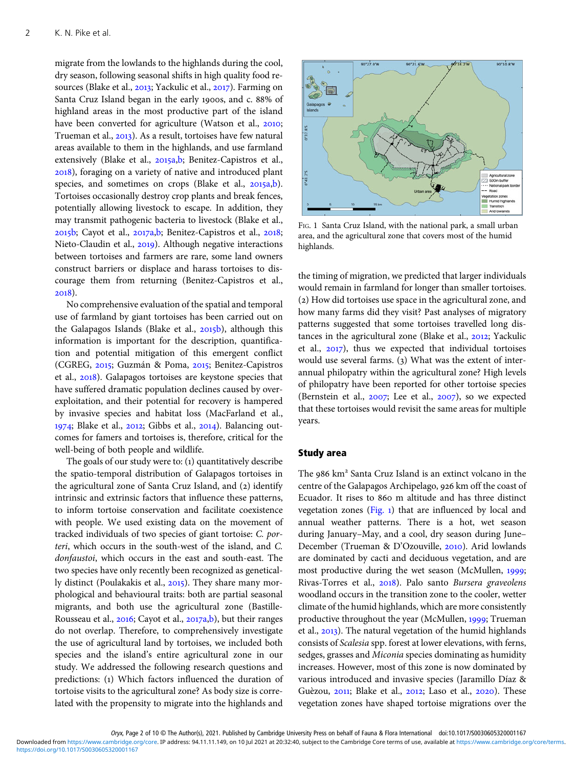migrate from the lowlands to the highlands during the cool, dry season, following seasonal shifts in high quality food resources (Blake et al., 2013; Yackulic et al., 2017). Farming on Santa Cruz Island began in the early 1900s, and c. 88% of highland areas in the most productive part of the island have been converted for agriculture (Watson et al., 2010; Trueman et al., 2013). As a result, tortoises have few natural areas available to them in the highlands, and use farmland extensively (Blake et al., 2015a,b; Benitez-Capistros et al., 2018), foraging on a variety of native and introduced plant species, and sometimes on crops (Blake et al., 2015a,b). Tortoises occasionally destroy crop plants and break fences, potentially allowing livestock to escape. In addition, they may transmit pathogenic bacteria to livestock (Blake et al., 2015b; Cayot et al., 2017a,b; Benitez-Capistros et al., 2018; Nieto-Claudin et al., 2019). Although negative interactions between tortoises and farmers are rare, some land owners construct barriers or displace and harass tortoises to discourage them from returning (Benitez-Capistros et al., 2018).

No comprehensive evaluation of the spatial and temporal use of farmland by giant tortoises has been carried out on the Galapagos Islands (Blake et al., 2015b), although this information is important for the description, quantification and potential mitigation of this emergent conflict (CGREG, 2015; Guzmán & Poma, 2015; Benitez-Capistros et al., 2018). Galapagos tortoises are keystone species that have suffered dramatic population declines caused by overexploitation, and their potential for recovery is hampered by invasive species and habitat loss (MacFarland et al., 1974; Blake et al., 2012; Gibbs et al., 2014). Balancing outcomes for famers and tortoises is, therefore, critical for the well-being of both people and wildlife.

The goals of our study were to: (1) quantitatively describe the spatio-temporal distribution of Galapagos tortoises in the agricultural zone of Santa Cruz Island, and (2) identify intrinsic and extrinsic factors that influence these patterns, to inform tortoise conservation and facilitate coexistence with people. We used existing data on the movement of tracked individuals of two species of giant tortoise: *C. porteri*, which occurs in the south-west of the island, and *C. donfaustoi*, which occurs in the east and south-east. The two species have only recently been recognized as genetically distinct (Poulakakis et al., 2015). They share many morphological and behavioural traits: both are partial seasonal migrants, and both use the agricultural zone (Bastille-Rousseau et al., 2016; Cayot et al., 2017a,b), but their ranges do not overlap. Therefore, to comprehensively investigate the use of agricultural land by tortoises, we included both species and the island's entire agricultural zone in our study. We addressed the following research questions and predictions: (1) Which factors influenced the duration of tortoise visits to the agricultural zone? As body size is correlated with the propensity to migrate into the highlands and the timing of migration, we predicted that larger individuals would remain in farmland for longer than smaller tortoises. (2) How did tortoises use space in the agricultural zone, and how many farms did they visit? Past analyses of migratory patterns suggested that some tortoises travelled long distances in the agricultural zone (Blake et al., 2012; Yackulic et al., 2017), thus we expected that individual tortoises would use several farms. (3) What was the extent of inter-annual philopatry within the agricultural zone? High levels of philopatry have been reported for other tortoise species (Bernstein et al., 2007; Lee et al., 2007), so we expected that these tortoises would revisit the same areas for multiple years.

Fig. 1 Santa Cruz Island, with the national park, a small urban area, and the agricultural zone that covers most of the humid highlands.

## Study area

The 986 km² Santa Cruz Island is an extinct volcano in the centre of the Galapagos Archipelago, 926 km off the coast of Ecuador. It rises to 860 m altitude and has three distinct vegetation zones (Fig. 1) that are influenced by local and annual weather patterns. There is a hot, wet season during January–May, and a cool, dry season during June–December (Trueman & D'Ozouville, 2010). Arid lowlands are dominated by cacti and deciduous vegetation, and are most productive during the wet season (McMullen, 1999; Rivas-Torres et al., 2018). Palo santo *Bursera graveolens* woodland occurs in the transition zone to the cooler, wetter climate of the humid highlands, which are more consistently productive throughout the year (McMullen, 1999; Trueman et al., 2013). The natural vegetation of the humid highlands consists of *Scalesia* spp. forest at lower elevations, with ferns, sedges, grasses and *Miconia* species dominating as humidity increases. However, most of this zone is now dominated by various introduced and invasive species (Jaramillo Díaz & Guèzou, 2011; Blake et al., 2012; Laso et al., 2020). These vegetation zones have shaped tortoise migrations over the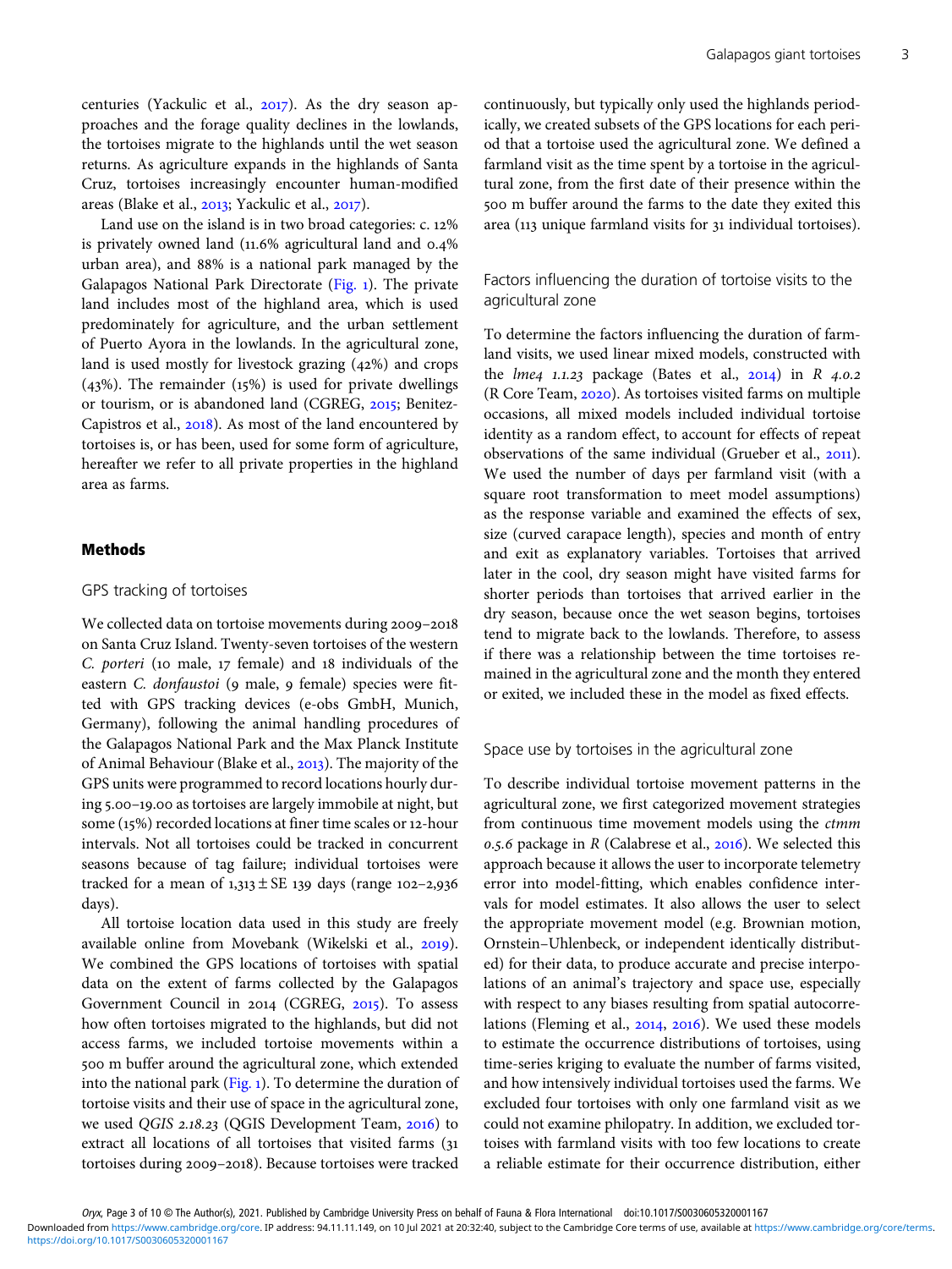centuries (Yackulic et al., 2017). As the dry season approaches and the forage quality declines in the lowlands, the tortoises migrate to the highlands until the wet season returns. As agriculture expands in the highlands of Santa Cruz, tortoises increasingly encounter human-modified areas (Blake et al., 2013; Yackulic et al., 2017).

Land use on the island is in two broad categories: c. 12% is privately owned land (11.6% agricultural land and 0.4% urban area), and 88% is a national park managed by the Galapagos National Park Directorate (Fig. 1). The private land includes most of the highland area, which is used predominately for agriculture, and the urban settlement of Puerto Ayora in the lowlands. In the agricultural zone, land is used mostly for livestock grazing (42%) and crops (43%). The remainder (15%) is used for private dwellings or tourism, or is abandoned land (CGREG, 2015; Benitez-Capistros et al., 2018). As most of the land encountered by tortoises is, or has been, used for some form of agriculture, hereafter we refer to all private properties in the highland area as farms.

## Methods

### GPS tracking of tortoises

We collected data on tortoise movements during 2009–2018 on Santa Cruz Island. Twenty-seven tortoises of the western *C. porteri* (10 male, 17 female) and 18 individuals of the eastern *C. donfaustoi* (9 male, 9 female) species were fitted with GPS tracking devices (e-obs GmbH, Munich, Germany), following the animal handling procedures of the Galapagos National Park and the Max Planck Institute of Animal Behaviour (Blake et al., 2013). The majority of the GPS units were programmed to record locations hourly during 5.00–19.00 as tortoises are largely immobile at night, but some (15%) recorded locations at finer time scales or 12-hour intervals. Not all tortoises could be tracked in concurrent seasons because of tag failure; individual tortoises were tracked for a mean of 1,313 ± SE 139 days (range 102–2,936 days).

All tortoise location data used in this study are freely available online from Movebank (Wikelski et al., 2019). We combined the GPS locations of tortoises with spatial data on the extent of farms collected by the Galapagos Government Council in 2014 (CGREG, 2015). To assess how often tortoises migrated to the highlands, but did not access farms, we included tortoise movements within a 500 m buffer around the agricultural zone, which extended into the national park (Fig. 1). To determine the duration of tortoise visits and their use of space in the agricultural zone, we used *QGIS 2.18.23* (QGIS Development Team, 2016) to extract all locations of all tortoises that visited farms (31 tortoises during 2009–2018). Because tortoises were tracked continuously, but typically only used the highlands periodically, we created subsets of the GPS locations for each period that a tortoise used the agricultural zone. We defined a farmland visit as the time spent by a tortoise in the agricultural zone, from the first date of their presence within the 500 m buffer around the farms to the date they exited this area (113 unique farmland visits for 31 individual tortoises).

### Factors influencing the duration of tortoise visits to the agricultural zone

To determine the factors influencing the duration of farmland visits, we used linear mixed models, constructed with the *lme4 1.1.23* package (Bates et al., 2014) in *R 4.0.2* (R Core Team, 2020). As tortoises visited farms on multiple occasions, all mixed models included individual tortoise identity as a random effect, to account for effects of repeat observations of the same individual (Grueber et al., 2011). We used the number of days per farmland visit (with a square root transformation to meet model assumptions) as the response variable and examined the effects of sex, size (curved carapace length), species and month of entry and exit as explanatory variables. Tortoises that arrived later in the cool, dry season might have visited farms for shorter periods than tortoises that arrived earlier in the dry season, because once the wet season begins, tortoises tend to migrate back to the lowlands. Therefore, to assess if there was a relationship between the time tortoises remained in the agricultural zone and the month they entered or exited, we included these in the model as fixed effects.

### Space use by tortoises in the agricultural zone

To describe individual tortoise movement patterns in the agricultural zone, we first categorized movement strategies from continuous time movement models using the *ctmm 0.5.6* package in *R* (Calabrese et al., 2016). We selected this approach because it allows the user to incorporate telemetry error into model-fitting, which enables confidence intervals for model estimates. It also allows the user to select the appropriate movement model (e.g. Brownian motion, Ornstein–Uhlenbeck, or independent identically distributed) for their data, to produce accurate and precise interpolations of an animal's trajectory and space use, especially with respect to any biases resulting from spatial autocorrelations (Fleming et al., 2014, 2016). We used these models to estimate the occurrence distributions of tortoises, using time-series kriging to evaluate the number of farms visited, and how intensively individual tortoises used the farms. We excluded four tortoises with only one farmland visit as we could not examine philopatry. In addition, we excluded tortoises with farmland visits with too few locations to create a reliable estimate for their occurrence distribution, either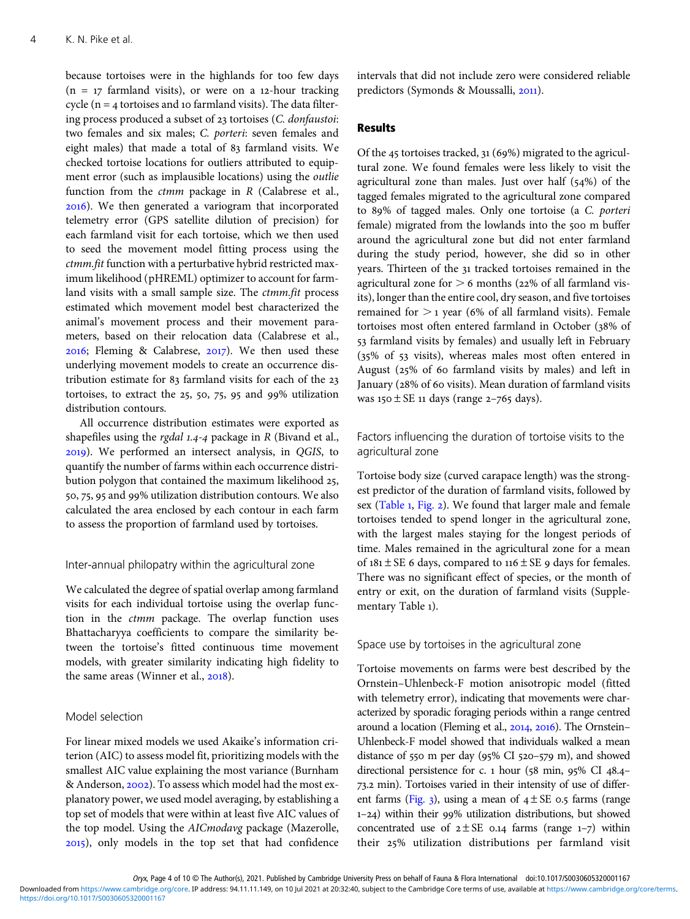because tortoises were in the highlands for too few days (n = 17 farmland visits), or were on a 12-hour tracking cycle (n = 4 tortoises and 10 farmland visits). The data filtering process produced a subset of 23 tortoises (*C. donfaustoi*: two females and six males; *C. porteri*: seven females and eight males) that made a total of 83 farmland visits. We checked tortoise locations for outliers attributed to equipment error (such as implausible locations) using the *outlie* function from the *ctmm* package in *R* (Calabrese et al., 2016). We then generated a variogram that incorporated telemetry error (GPS satellite dilution of precision) for each farmland visit for each tortoise, which we then used to seed the movement model fitting process using the *ctmm.fit* function with a perturbative hybrid restricted maximum likelihood (pHREML) optimizer to account for farmland visits with a small sample size. The *ctmm.fit* process estimated which movement model best characterized the animal's movement process and their movement parameters, based on their relocation data (Calabrese et al., 2016; Fleming & Calabrese, 2017). We then used these underlying movement models to create an occurrence distribution estimate for 83 farmland visits for each of the 23 tortoises, to extract the 25, 50, 75, 95 and 99% utilization distribution contours.

All occurrence distribution estimates were exported as shapefiles using the *rgdal 1.4-4* package in *R* (Bivand et al., 2019). We performed an intersect analysis, in *QGIS*, to quantify the number of farms within each occurrence distribution polygon that contained the maximum likelihood 25, 50, 75, 95 and 99% utilization distribution contours. We also calculated the area enclosed by each contour in each farm to assess the proportion of farmland used by tortoises.

### Inter-annual philopatry within the agricultural zone

We calculated the degree of spatial overlap among farmland visits for each individual tortoise using the overlap function in the *ctmm* package. The overlap function uses Bhattacharyya coefficients to compare the similarity between the tortoise's fitted continuous time movement models, with greater similarity indicating high fidelity to the same areas (Winner et al., 2018).

### Model selection

For linear mixed models we used Akaike's information criterion (AIC) to assess model fit, prioritizing models with the smallest AIC value explaining the most variance (Burnham & Anderson, 2002). To assess which model had the most explanatory power, we used model averaging, by establishing a top set of models that were within at least five AIC values of the top model. Using the *AICmodavg* package (Mazerolle, 2015), only models in the top set that had confidence intervals that did not include zero were considered reliable predictors (Symonds & Moussalli, 2011).

## Results

Of the 45 tortoises tracked, 31 (69%) migrated to the agricultural zone. We found females were less likely to visit the agricultural zone than males. Just over half (54%) of the tagged females migrated to the agricultural zone compared to 89% of tagged males. Only one tortoise (a *C. porteri* female) migrated from the lowlands into the 500 m buffer around the agricultural zone but did not enter farmland during the study period, however, she did so in other years. Thirteen of the 31 tracked tortoises remained in the agricultural zone for > 6 months (22% of all farmland visits), longer than the entire cool, dry season, and five tortoises remained for > 1 year (6% of all farmland visits). Female tortoises most often entered farmland in October (38% of 53 farmland visits by females) and usually left in February (35% of 53 visits), whereas males most often entered in August (25% of 60 farmland visits by males) and left in January (28% of 60 visits). Mean duration of farmland visits was 150 ± SE 11 days (range 2–765 days).

### Factors influencing the duration of tortoise visits to the agricultural zone

Tortoise body size (curved carapace length) was the strongest predictor of the duration of farmland visits, followed by sex (Table 1, Fig. 2). We found that larger male and female tortoises tended to spend longer in the agricultural zone, with the largest males staying for the longest periods of time. Males remained in the agricultural zone for a mean of 181 ± SE 6 days, compared to 116 ± SE 9 days for females. There was no significant effect of species, or the month of entry or exit, on the duration of farmland visits (Supplementary Table 1).

### Space use by tortoises in the agricultural zone

Tortoise movements on farms were best described by the Ornstein–Uhlenbeck-F motion anisotropic model (fitted with telemetry error), indicating that movements were characterized by sporadic foraging periods within a range centred around a location (Fleming et al., 2014, 2016). The Ornstein–Uhlenbeck-F model showed that individuals walked a mean distance of 550 m per day (95% CI 520–579 m), and showed directional persistence for c. 1 hour (58 min, 95% CI 48.4–73.2 min). Tortoises varied in their intensity of use of different farms (Fig. 3), using a mean of 4 ± SE 0.5 farms (range 1–24) within their 99% utilization distributions, but showed concentrated use of 2 ± SE 0.14 farms (range 1–7) within their 25% utilization distributions per farmland visit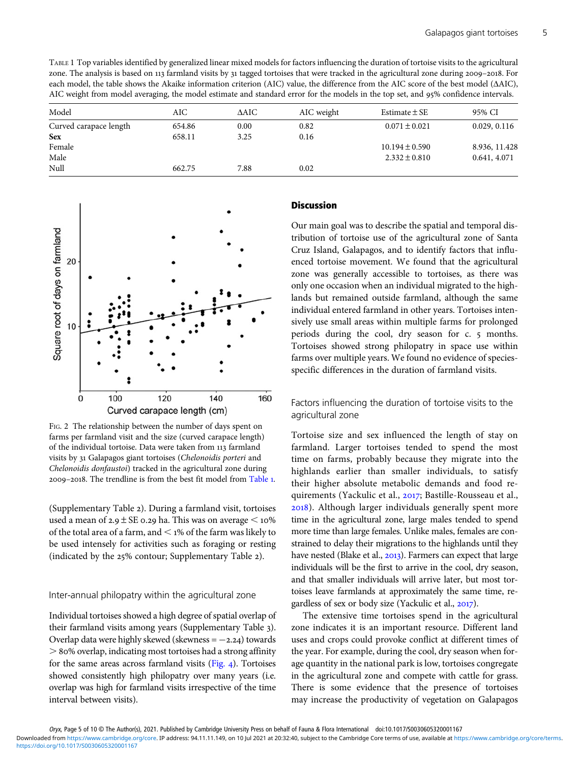TABLE 1 Top variables identified by generalized linear mixed models for factors influencing the duration of tortoise visits to the agricultural zone. The analysis is based on 113 farmland visits by 31 tagged tortoises that were tracked in the agricultural zone during 2009–2018. For each model, the table shows the Akaike information criterion (AIC) value, the difference from the AIC score of the best model (ΔAIC), AIC weight from model averaging, the model estimate and standard error for the models in the top set, and 95% confidence intervals.

| Model | AIC | ΔAIC | AIC weight | Estimate ± SE | 95% CI |
|---|---|---|---|---|---|
| Curved carapace length | 654.86 | 0.00 | 0.82 | 0.071 ± 0.021 | 0.029, 0.116 |
| **Sex** | 658.11 | 3.25 | 0.16 | | |
| Female | | | | 10.194 ± 0.590 | 8.936, 11.428 |
| Male | | | | 2.332 ± 0.810 | 0.641, 4.071 |
| Null | 662.75 | 7.88 | 0.02 | | |

FIG. 2 The relationship between the number of days spent on farms per farmland visit and the size (curved carapace length) of the individual tortoise. Data were taken from 113 farmland visits by 31 Galapagos giant tortoises (*Chelonoidis porteri* and *Chelonoidis donfaustoi*) tracked in the agricultural zone during 2009–2018. The trendline is from the best fit model from Table 1.

(Supplementary Table 2). During a farmland visit, tortoises used a mean of 2.9 ± SE 0.29 ha. This was on average < 10% of the total area of a farm, and < 1% of the farm was likely to be used intensely for activities such as foraging or resting (indicated by the 25% contour; Supplementary Table 2).

### Inter-annual philopatry within the agricultural zone

Individual tortoises showed a high degree of spatial overlap of their farmland visits among years (Supplementary Table 3). Overlap data were highly skewed (skewness = −2.24) towards > 80% overlap, indicating most tortoises had a strong affinity for the same areas across farmland visits (Fig. 4). Tortoises showed consistently high philopatry over many years (i.e. overlap was high for farmland visits irrespective of the time interval between visits).

## Discussion

Our main goal was to describe the spatial and temporal distribution of tortoise use of the agricultural zone of Santa Cruz Island, Galapagos, and to identify factors that influenced tortoise movement. We found that the agricultural zone was generally accessible to tortoises, as there was only one occasion when an individual migrated to the highlands but remained outside farmland, although the same individual entered farmland in other years. Tortoises intensively use small areas within multiple farms for prolonged periods during the cool, dry season for c. 5 months. Tortoises showed strong philopatry in space use within farms over multiple years. We found no evidence of species-specific differences in the duration of farmland visits.

### Factors influencing the duration of tortoise visits to the agricultural zone

Tortoise size and sex influenced the length of stay on farmland. Larger tortoises tended to spend the most time on farms, probably because they migrate into the highlands earlier than smaller individuals, to satisfy their higher absolute metabolic demands and food requirements (Yackulic et al., 2017; Bastille-Rousseau et al., 2018). Although larger individuals generally spent more time in the agricultural zone, large males tended to spend more time than large females. Unlike males, females are constrained to delay their migrations to the highlands until they have nested (Blake et al., 2013). Farmers can expect that large individuals will be the first to arrive in the cool, dry season, and that smaller individuals will arrive later, but most tortoises leave farmlands at approximately the same time, regardless of sex or body size (Yackulic et al., 2017).

The extensive time tortoises spend in the agricultural zone indicates it is an important resource. Different land uses and crops could provoke conflict at different times of the year. For example, during the cool, dry season when forage quantity in the national park is low, tortoises congregate in the agricultural zone and compete with cattle for grass. There is some evidence that the presence of tortoises may increase the productivity of vegetation on Galapagos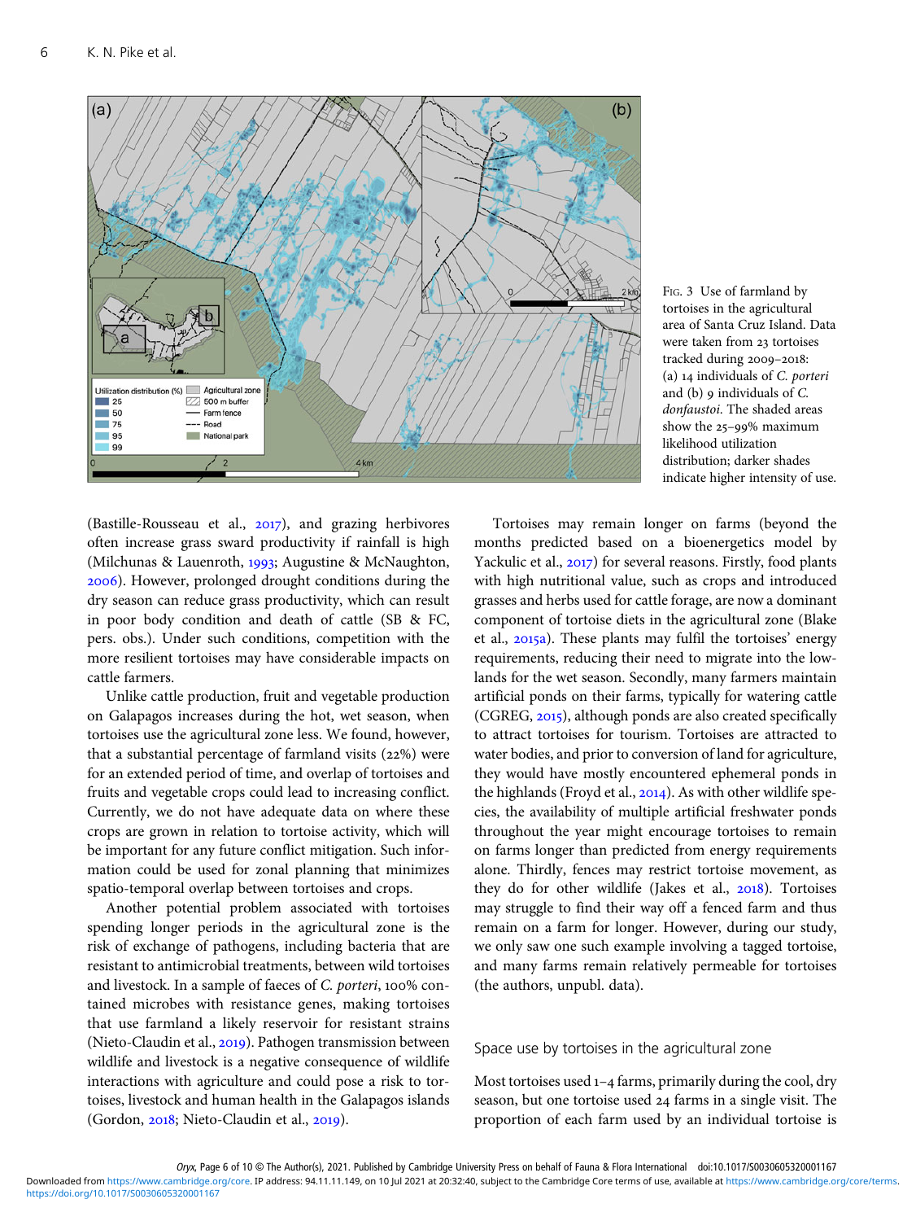FIG. 3 Use of farmland by tortoises in the agricultural area of Santa Cruz Island. Data were taken from 23 tortoises tracked during 2009–2018: (a) 14 individuals of *C. porteri* and (b) 9 individuals of *C. donfaustoi*. The shaded areas show the 25–99% maximum likelihood utilization distribution; darker shades indicate higher intensity of use.

(Bastille-Rousseau et al., 2017), and grazing herbivores often increase grass sward productivity if rainfall is high (Milchunas & Lauenroth, 1993; Augustine & McNaughton, 2006). However, prolonged drought conditions during the dry season can reduce grass productivity, which can result in poor body condition and death of cattle (SB & FC, pers. obs.). Under such conditions, competition with the more resilient tortoises may have considerable impacts on cattle farmers.

Unlike cattle production, fruit and vegetable production on Galapagos increases during the hot, wet season, when tortoises use the agricultural zone less. We found, however, that a substantial percentage of farmland visits (22%) were for an extended period of time, and overlap of tortoises and fruits and vegetable crops could lead to increasing conflict. Currently, we do not have adequate data on where these crops are grown in relation to tortoise activity, which will be important for any future conflict mitigation. Such information could be used for zonal planning that minimizes spatio-temporal overlap between tortoises and crops.

Another potential problem associated with tortoises spending longer periods in the agricultural zone is the risk of exchange of pathogens, including bacteria that are resistant to antimicrobial treatments, between wild tortoises and livestock. In a sample of faeces of *C. porteri*, 100% contained microbes with resistance genes, making tortoises that use farmland a likely reservoir for resistant strains (Nieto-Claudin et al., 2019). Pathogen transmission between wildlife and livestock is a negative consequence of wildlife interactions with agriculture and could pose a risk to tortoises, livestock and human health in the Galapagos islands (Gordon, 2018; Nieto-Claudin et al., 2019).

Tortoises may remain longer on farms (beyond the months predicted based on a bioenergetics model by Yackulic et al., 2017) for several reasons. Firstly, food plants with high nutritional value, such as crops and introduced grasses and herbs used for cattle forage, are now a dominant component of tortoise diets in the agricultural zone (Blake et al., 2015a). These plants may fulfil the tortoises' energy requirements, reducing their need to migrate into the lowlands for the wet season. Secondly, many farmers maintain artificial ponds on their farms, typically for watering cattle (CGREG, 2015), although ponds are also created specifically to attract tortoises for tourism. Tortoises are attracted to water bodies, and prior to conversion of land for agriculture, they would have mostly encountered ephemeral ponds in the highlands (Froyd et al., 2014). As with other wildlife species, the availability of multiple artificial freshwater ponds throughout the year might encourage tortoises to remain on farms longer than predicted from energy requirements alone. Thirdly, fences may restrict tortoise movement, as they do for other wildlife (Jakes et al., 2018). Tortoises may struggle to find their way off a fenced farm and thus remain on a farm for longer. However, during our study, we only saw one such example involving a tagged tortoise, and many farms remain relatively permeable for tortoises (the authors, unpubl. data).

## Space use by tortoises in the agricultural zone

Most tortoises used 1–4 farms, primarily during the cool, dry season, but one tortoise used 24 farms in a single visit. The proportion of each farm used by an individual tortoise is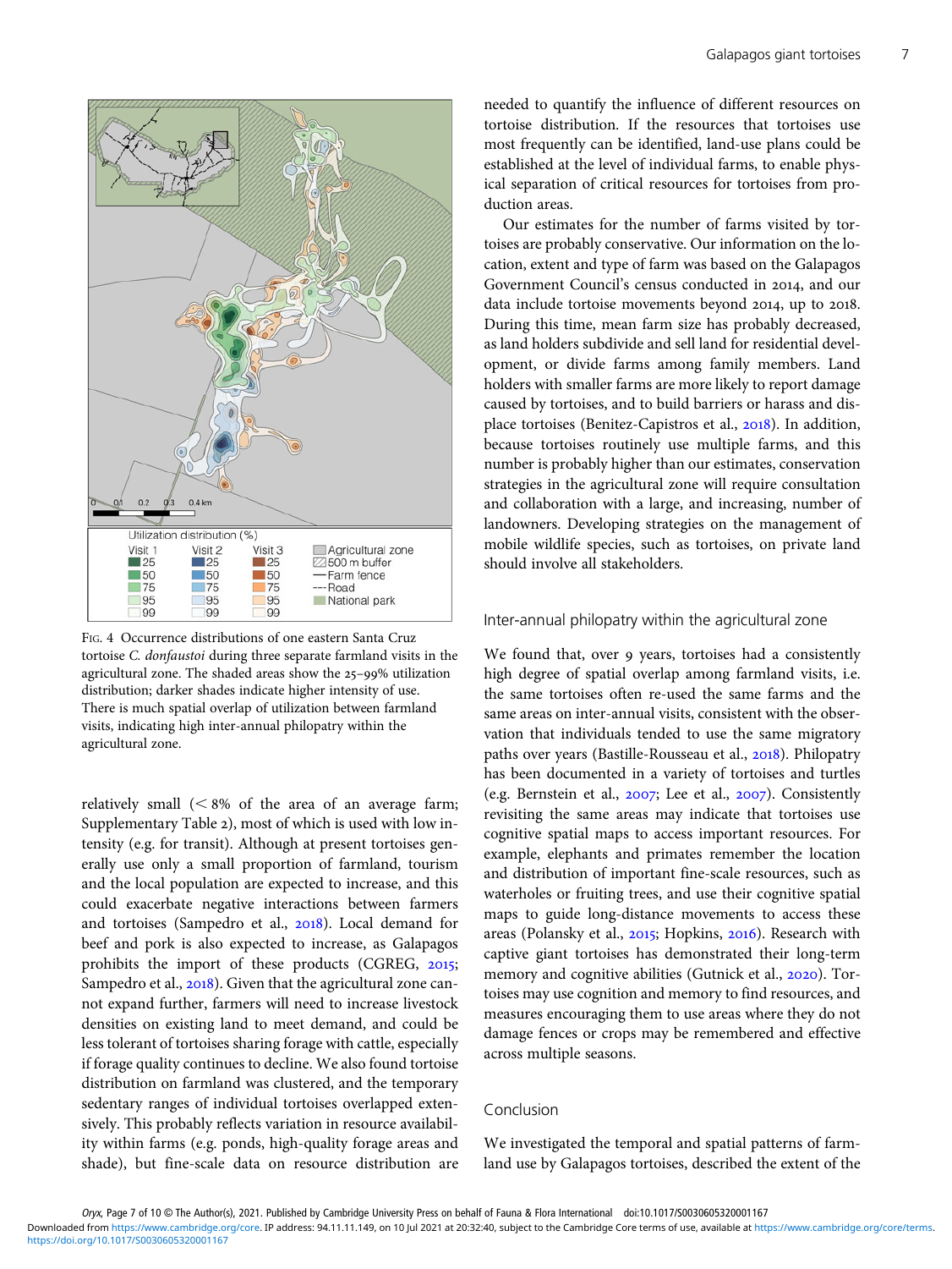Fig. 4 Occurrence distributions of one eastern Santa Cruz tortoise *C. donfaustoi* during three separate farmland visits in the agricultural zone. The shaded areas show the 25–99% utilization distribution; darker shades indicate higher intensity of use. There is much spatial overlap of utilization between farmland visits, indicating high inter-annual philopatry within the agricultural zone.

relatively small (< 8% of the area of an average farm; Supplementary Table 2), most of which is used with low intensity (e.g. for transit). Although at present tortoises generally use only a small proportion of farmland, tourism and the local population are expected to increase, and this could exacerbate negative interactions between farmers and tortoises (Sampedro et al., 2018). Local demand for beef and pork is also expected to increase, as Galapagos prohibits the import of these products (CGREG, 2015; Sampedro et al., 2018). Given that the agricultural zone cannot expand further, farmers will need to increase livestock densities on existing land to meet demand, and could be less tolerant of tortoises sharing forage with cattle, especially if forage quality continues to decline. We also found tortoise distribution on farmland was clustered, and the temporary sedentary ranges of individual tortoises overlapped extensively. This probably reflects variation in resource availability within farms (e.g. ponds, high-quality forage areas and shade), but fine-scale data on resource distribution are needed to quantify the influence of different resources on tortoise distribution. If the resources that tortoises use most frequently can be identified, land-use plans could be established at the level of individual farms, to enable physical separation of critical resources for tortoises from production areas.

Our estimates for the number of farms visited by tortoises are probably conservative. Our information on the location, extent and type of farm was based on the Galapagos Government Council's census conducted in 2014, and our data include tortoise movements beyond 2014, up to 2018. During this time, mean farm size has probably decreased, as land holders subdivide and sell land for residential development, or divide farms among family members. Land holders with smaller farms are more likely to report damage caused by tortoises, and to build barriers or harass and displace tortoises (Benitez-Capistros et al., 2018). In addition, because tortoises routinely use multiple farms, and this number is probably higher than our estimates, conservation strategies in the agricultural zone will require consultation and collaboration with a large, and increasing, number of landowners. Developing strategies on the management of mobile wildlife species, such as tortoises, on private land should involve all stakeholders.

### Inter-annual philopatry within the agricultural zone

We found that, over 9 years, tortoises had a consistently high degree of spatial overlap among farmland visits, i.e. the same tortoises often re-used the same farms and the same areas on inter-annual visits, consistent with the observation that individuals tended to use the same migratory paths over years (Bastille-Rousseau et al., 2018). Philopatry has been documented in a variety of tortoises and turtles (e.g. Bernstein et al., 2007; Lee et al., 2007). Consistently revisiting the same areas may indicate that tortoises use cognitive spatial maps to access important resources. For example, elephants and primates remember the location and distribution of important fine-scale resources, such as waterholes or fruiting trees, and use their cognitive spatial maps to guide long-distance movements to access these areas (Polansky et al., 2015; Hopkins, 2016). Research with captive giant tortoises has demonstrated their long-term memory and cognitive abilities (Gutnick et al., 2020). Tortoises may use cognition and memory to find resources, and measures encouraging them to use areas where they do not damage fences or crops may be remembered and effective across multiple seasons.

### Conclusion

We investigated the temporal and spatial patterns of farmland use by Galapagos tortoises, described the extent of the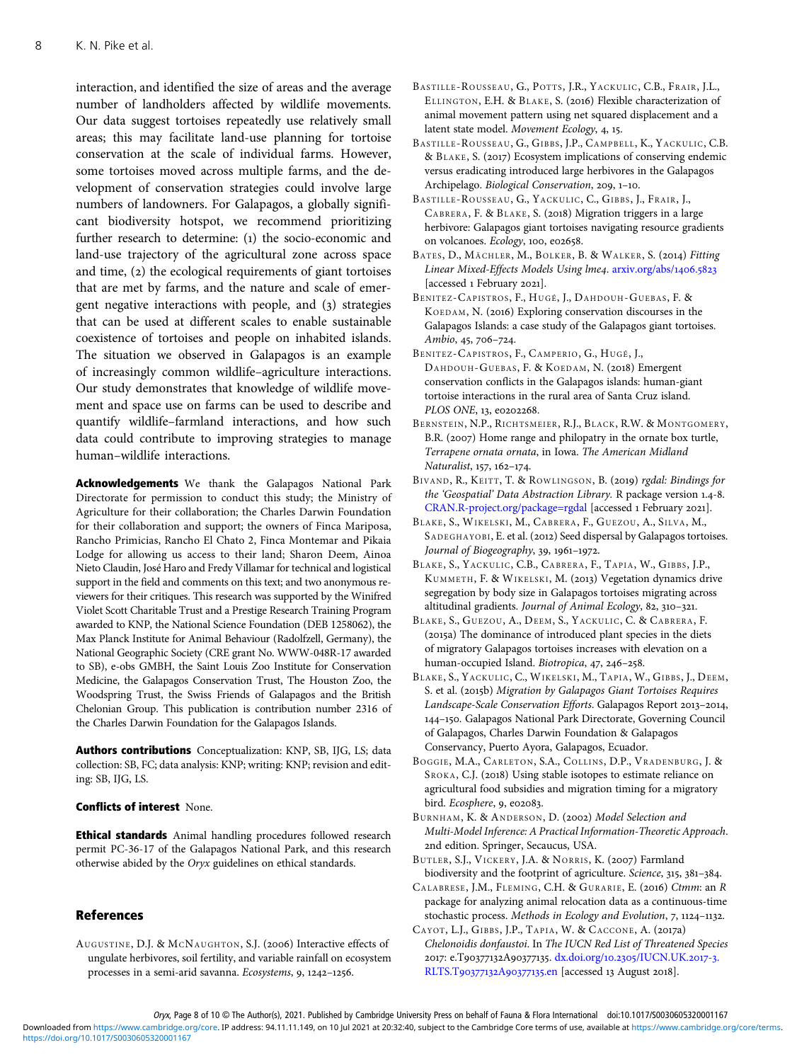interaction, and identified the size of areas and the average number of landholders affected by wildlife movements. Our data suggest tortoises repeatedly use relatively small areas; this may facilitate land-use planning for tortoise conservation at the scale of individual farms. However, some tortoises moved across multiple farms, and the development of conservation strategies could involve large numbers of landowners. For Galapagos, a globally significant biodiversity hotspot, we recommend prioritizing further research to determine: (1) the socio-economic and land-use trajectory of the agricultural zone across space and time, (2) the ecological requirements of giant tortoises that are met by farms, and the nature and scale of emergent negative interactions with people, and (3) strategies that can be used at different scales to enable sustainable coexistence of tortoises and people on inhabited islands. The situation we observed in Galapagos is an example of increasingly common wildlife–agriculture interactions. Our study demonstrates that knowledge of wildlife movement and space use on farms can be used to describe and quantify wildlife–farmland interactions, and how such data could contribute to improving strategies to manage human–wildlife interactions.

**Acknowledgements** We thank the Galapagos National Park Directorate for permission to conduct this study; the Ministry of Agriculture for their collaboration; the Charles Darwin Foundation for their collaboration and support; the owners of Finca Mariposa, Rancho Primicias, Rancho El Chato 2, Finca Montemar and Pikaia Lodge for allowing us access to their land; Sharon Deem, Ainoa Nieto Claudin, José Haro and Fredy Villamar for technical and logistical support in the field and comments on this text; and two anonymous reviewers for their critiques. This research was supported by the Winifred Violet Scott Charitable Trust and a Prestige Research Training Program awarded to KNP, the National Science Foundation (DEB 1258062), the Max Planck Institute for Animal Behaviour (Radolfzell, Germany), the National Geographic Society (CRE grant No. WWW-048R-17 awarded to SB), e-obs GMBH, the Saint Louis Zoo Institute for Conservation Medicine, the Galapagos Conservation Trust, The Houston Zoo, the Woodspring Trust, the Swiss Friends of Galapagos and the British Chelonian Group. This publication is contribution number 2316 of the Charles Darwin Foundation for the Galapagos Islands.

**Authors contributions** Conceptualization: KNP, SB, IJG, LS; data collection: SB, FC; data analysis: KNP; writing: KNP; revision and editing: SB, IJG, LS.

**Conflicts of interest** None.

**Ethical standards** Animal handling procedures followed research permit PC-36-17 of the Galapagos National Park, and this research otherwise abided by the *Oryx* guidelines on ethical standards.

## References

Augustine, D.J. & McNaughton, S.J. (2006) Interactive effects of ungulate herbivores, soil fertility, and variable rainfall on ecosystem processes in a semi-arid savanna. *Ecosystems*, 9, 1242–1256.

Bastille-Rousseau, G., Potts, J.R., Yackulic, C.B., Frair, J.L., Ellington, E.H. & Blake, S. (2016) Flexible characterization of animal movement pattern using net squared displacement and a latent state model. *Movement Ecology*, 4, 15.

Bastille-Rousseau, G., Gibbs, J.P., Campbell, K., Yackulic, C.B. & Blake, S. (2017) Ecosystem implications of conserving endemic versus eradicating introduced large herbivores in the Galapagos Archipelago. *Biological Conservation*, 209, 1–10.

Bastille-Rousseau, G., Yackulic, C., Gibbs, J., Frair, J., Cabrera, F. & Blake, S. (2018) Migration triggers in a large herbivore: Galapagos giant tortoises navigating resource gradients on volcanoes. *Ecology*, 100, e02658.

Bates, D., Mächler, M., Bolker, B. & Walker, S. (2014) *Fitting Linear Mixed-Effects Models Using lme4*. arxiv.org/abs/1406.5823 [accessed 1 February 2021].

Benitez-Capistros, F., Hugé, J., Dahdouh-Guebas, F. & Koedam, N. (2016) Exploring conservation discourses in the Galapagos Islands: a case study of the Galapagos giant tortoises. *Ambio*, 45, 706–724.

Benitez-Capistros, F., Camperio, G., Hugé, J., Dahdouh-Guebas, F. & Koedam, N. (2018) Emergent conservation conflicts in the Galapagos islands: human-giant tortoise interactions in the rural area of Santa Cruz island. *PLOS ONE*, 13, e0202268.

Bernstein, N.P., Richtsmeier, R.J., Black, R.W. & Montgomery, B.R. (2007) Home range and philopatry in the ornate box turtle, *Terrapene ornata ornata*, in Iowa. *The American Midland Naturalist*, 157, 162–174.

Bivand, R., Keitt, T. & Rowlingson, B. (2019) *rgdal: Bindings for the 'Geospatial' Data Abstraction Library.* R package version 1.4-8. CRAN.R-project.org/package=rgdal [accessed 1 February 2021].

Blake, S., Wikelski, M., Cabrera, F., Guezou, A., Silva, M., Sadeghayobi, E. et al. (2012) Seed dispersal by Galapagos tortoises. *Journal of Biogeography*, 39, 1961–1972.

Blake, S., Yackulic, C.B., Cabrera, F., Tapia, W., Gibbs, J.P., Kummeth, F. & Wikelski, M. (2013) Vegetation dynamics drive segregation by body size in Galapagos tortoises migrating across altitudinal gradients. *Journal of Animal Ecology*, 82, 310–321.

Blake, S., Guezou, A., Deem, S., Yackulic, C. & Cabrera, F. (2015a) The dominance of introduced plant species in the diets of migratory Galapagos tortoises increases with elevation on a human-occupied Island. *Biotropica*, 47, 246–258.

Blake, S., Yackulic, C., Wikelski, M., Tapia, W., Gibbs, J., Deem, S. et al. (2015b) *Migration by Galapagos Giant Tortoises Requires Landscape-Scale Conservation Efforts.* Galapagos Report 2013–2014, 144–150. Galapagos National Park Directorate, Governing Council of Galapagos, Charles Darwin Foundation & Galapagos Conservancy, Puerto Ayora, Galapagos, Ecuador.

Boggie, M.A., Carleton, S.A., Collins, D.P., Vradenburg, J. & Sroka, C.J. (2018) Using stable isotopes to estimate reliance on agricultural food subsidies and migration timing for a migratory bird. *Ecosphere*, 9, e02083.

Burnham, K. & Anderson, D. (2002) *Model Selection and Multi-Model Inference: A Practical Information-Theoretic Approach.* 2nd edition. Springer, Secaucus, USA.

Butler, S.J., Vickery, J.A. & Norris, K. (2007) Farmland biodiversity and the footprint of agriculture. *Science*, 315, 381–384.

Calabrese, J.M., Fleming, C.H. & Gurarie, E. (2016) *Ctmm*: an *R* package for analyzing animal relocation data as a continuous-time stochastic process. *Methods in Ecology and Evolution*, 7, 1124–1132.

Cayot, L.J., Gibbs, J.P., Tapia, W. & Caccone, A. (2017a) *Chelonoidis donfaustoi.* In *The IUCN Red List of Threatened Species* 2017: e.T90377132A90377135. dx.doi.org/10.2305/IUCN.UK.2017-3.RLTS.T90377132A90377135.en [accessed 13 August 2018].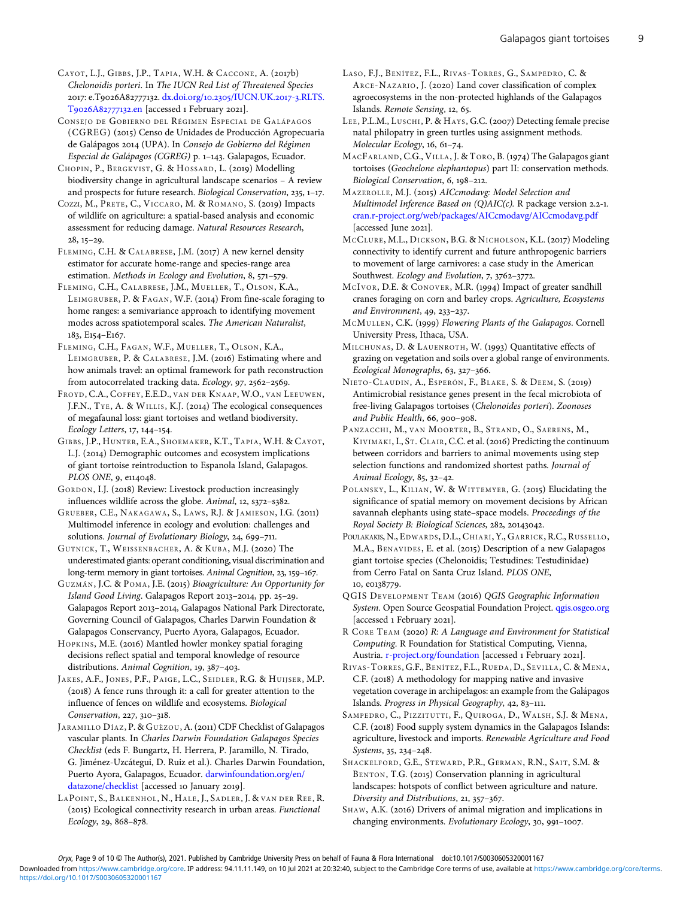Cayot, L.J., Gibbs, J.P., Tapia, W.H. & Caccone, A. (2017b) *Chelonoidis porteri*. In *The IUCN Red List of Threatened Species* 2017: e.T9026A82777132. dx.doi.org/10.2305/IUCN.UK.2017-3.RLTS.T9026A82777132.en [accessed 1 February 2021].

Consejo de Gobierno del Régimen Especial de Galápagos (CGREG) (2015) Censo de Unidades de Producción Agropecuaria de Galápagos 2014 (UPA). In *Consejo de Gobierno del Régimen Especial de Galápagos (CGREG)* p. 1–143. Galapagos, Ecuador.

Chopin, P., Bergkvist, G. & Hossard, L. (2019) Modelling biodiversity change in agricultural landscape scenarios – A review and prospects for future research. *Biological Conservation*, 235, 1–17.

Cozzi, M., Prete, C., Viccaro, M. & Romano, S. (2019) Impacts of wildlife on agriculture: a spatial-based analysis and economic assessment for reducing damage. *Natural Resources Research*, 28, 15–29.

Fleming, C.H. & Calabrese, J.M. (2017) A new kernel density estimator for accurate home-range and species-range area estimation. *Methods in Ecology and Evolution*, 8, 571–579.

Fleming, C.H., Calabrese, J.M., Mueller, T., Olson, K.A., Leimgruber, P. & Fagan, W.F. (2014) From fine-scale foraging to home ranges: a semivariance approach to identifying movement modes across spatiotemporal scales. *The American Naturalist*, 183, E154–E167.

Fleming, C.H., Fagan, W.F., Mueller, T., Olson, K.A., Leimgruber, P. & Calabrese, J.M. (2016) Estimating where and how animals travel: an optimal framework for path reconstruction from autocorrelated tracking data. *Ecology*, 97, 2562–2569.

Froyd, C.A., Coffey, E.E.D., van der Knaap, W.O., van Leeuwen, J.F.N., Tye, A. & Willis, K.J. (2014) The ecological consequences of megafaunal loss: giant tortoises and wetland biodiversity. *Ecology Letters*, 17, 144–154.

Gibbs, J.P., Hunter, E.A., Shoemaker, K.T., Tapia, W.H. & Cayot, L.J. (2014) Demographic outcomes and ecosystem implications of giant tortoise reintroduction to Espanola Island, Galapagos. *PLOS ONE*, 9, e114048.

Gordon, I.J. (2018) Review: Livestock production increasingly influences wildlife across the globe. *Animal*, 12, s372–s382.

Grueber, C.E., Nakagawa, S., Laws, R.J. & Jamieson, I.G. (2011) Multimodel inference in ecology and evolution: challenges and solutions. *Journal of Evolutionary Biology*, 24, 699–711.

Gutnick, T., Weissenbacher, A. & Kuba, M.J. (2020) The underestimated giants: operant conditioning, visual discrimination and long-term memory in giant tortoises. *Animal Cognition*, 23, 159–167.

Guzmán, J.C. & Poma, J.E. (2015) *Bioagriculture: An Opportunity for Island Good Living*. Galapagos Report 2013–2014, pp. 25–29. Galapagos Report 2013–2014, Galapagos National Park Directorate, Governing Council of Galapagos, Charles Darwin Foundation & Galapagos Conservancy, Puerto Ayora, Galapagos, Ecuador.

Hopkins, M.E. (2016) Mantled howler monkey spatial foraging decisions reflect spatial and temporal knowledge of resource distributions. *Animal Cognition*, 19, 387–403.

Jakes, A.F., Jones, P.F., Paige, L.C., Seidler, R.G. & Huijser, M.P. (2018) A fence runs through it: a call for greater attention to the influence of fences on wildlife and ecosystems. *Biological Conservation*, 227, 310–318.

Jaramillo Díaz, P. & Guézou, A. (2011) CDF Checklist of Galapagos vascular plants. In *Charles Darwin Foundation Galapagos Species Checklist* (eds F. Bungartz, H. Herrera, P. Jaramillo, N. Tirado, G. Jiménez-Uzcátegui, D. Ruiz et al.). Charles Darwin Foundation, Puerto Ayora, Galapagos, Ecuador. darwinfoundation.org/en/datazone/checklist [accessed 10 January 2019].

LaPoint, S., Balkenhol, N., Hale, J., Sadler, J. & van der Ree, R. (2015) Ecological connectivity research in urban areas. *Functional Ecology*, 29, 868–878.

Laso, F.J., Benítez, F.L., Rivas-Torres, G., Sampedro, C. & Arce-Nazario, J. (2020) Land cover classification of complex agroecosystems in the non-protected highlands of the Galapagos Islands. *Remote Sensing*, 12, 65.

Lee, P.L.M., Luschi, P. & Hays, G.C. (2007) Detecting female precise natal philopatry in green turtles using assignment methods. *Molecular Ecology*, 16, 61–74.

MacFarland, C.G., Villa, J. & Toro, B. (1974) The Galapagos giant tortoises (*Geochelone elephantopus*) part II: conservation methods. *Biological Conservation*, 6, 198–212.

Mazerolle, M.J. (2015) *AICcmodavg: Model Selection and Multimodel Inference Based on (Q)AIC(c).* R package version 2.2-1. cran.r-project.org/web/packages/AICcmodavg/AICcmodavg.pdf [accessed June 2021].

McClure, M.L., Dickson, B.G. & Nicholson, K.L. (2017) Modeling connectivity to identify current and future anthropogenic barriers to movement of large carnivores: a case study in the American Southwest. *Ecology and Evolution*, 7, 3762–3772.

McIvor, D.E. & Conover, M.R. (1994) Impact of greater sandhill cranes foraging on corn and barley crops. *Agriculture, Ecosystems and Environment*, 49, 233–237.

McMullen, C.K. (1999) *Flowering Plants of the Galapagos*. Cornell University Press, Ithaca, USA.

Milchunas, D. & Lauenroth, W. (1993) Quantitative effects of grazing on vegetation and soils over a global range of environments. *Ecological Monographs*, 63, 327–366.

Nieto-Claudin, A., Esperón, F., Blake, S. & Deem, S. (2019) Antimicrobial resistance genes present in the fecal microbiota of free-living Galapagos tortoises (*Chelonoides porteri*). *Zoonoses and Public Health*, 66, 900–908.

Panzacchi, M., van Moorter, B., Strand, O., Saerens, M., Kivimäki, I., St. Clair, C.C. et al. (2016) Predicting the continuum between corridors and barriers to animal movements using step selection functions and randomized shortest paths. *Journal of Animal Ecology*, 85, 32–42.

Polansky, L., Kilian, W. & Wittemyer, G. (2015) Elucidating the significance of spatial memory on movement decisions by African savannah elephants using state–space models. *Proceedings of the Royal Society B: Biological Sciences*, 282, 20143042.

Poulakakis, N., Edwards, D.L., Chiari, Y., Garrick, R.C., Russello, M.A., Benavides, E. et al. (2015) Description of a new Galapagos giant tortoise species (Chelonoidis; Testudines: Testudinidae) from Cerro Fatal on Santa Cruz Island. *PLOS ONE*, 10, e0138779.

QGIS Development Team (2016) *QGIS Geographic Information System*. Open Source Geospatial Foundation Project. qgis.osgeo.org [accessed 1 February 2021].

R Core Team (2020) *R: A Language and Environment for Statistical Computing*. R Foundation for Statistical Computing, Vienna, Austria. r-project.org/foundation [accessed 1 February 2021].

Rivas-Torres, G.F., Benítez, F.L., Rueda, D., Sevilla, C. & Mena, C.F. (2018) A methodology for mapping native and invasive vegetation coverage in archipelagos: an example from the Galápagos Islands. *Progress in Physical Geography*, 42, 83–111.

Sampedro, C., Pizzitutti, F., Quiroga, D., Walsh, S.J. & Mena, C.F. (2018) Food supply system dynamics in the Galapagos Islands: agriculture, livestock and imports. *Renewable Agriculture and Food Systems*, 35, 234–248.

Shackelford, G.E., Steward, P.R., German, R.N., Sait, S.M. & Benton, T.G. (2015) Conservation planning in agricultural landscapes: hotspots of conflict between agriculture and nature. *Diversity and Distributions*, 21, 357–367.

Shaw, A.K. (2016) Drivers of animal migration and implications in changing environments. *Evolutionary Ecology*, 30, 991–1007.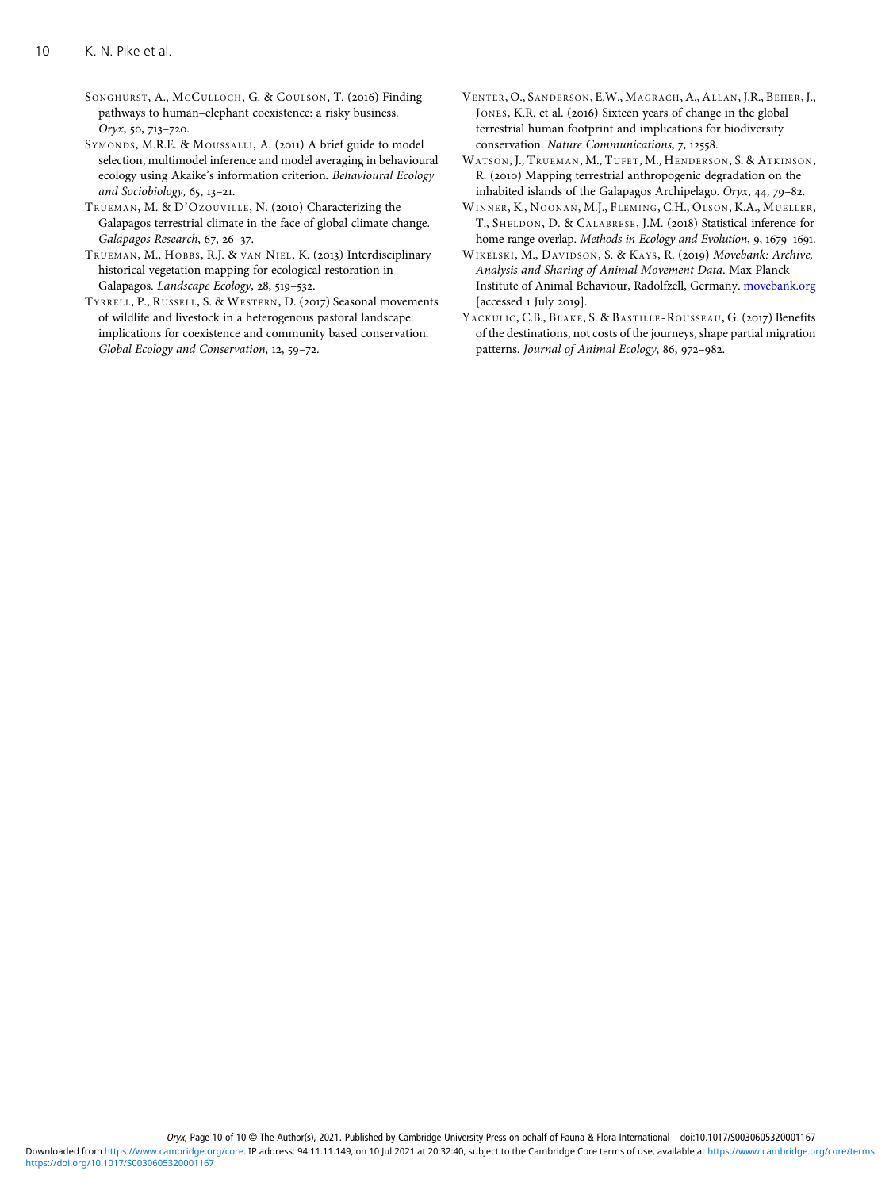Songhurst, A., McCulloch, G. & Coulson, T. (2016) Finding pathways to human–elephant coexistence: a risky business. *Oryx*, 50, 713–720.

Symonds, M.R.E. & Moussalli, A. (2011) A brief guide to model selection, multimodel inference and model averaging in behavioural ecology using Akaike's information criterion. *Behavioural Ecology and Sociobiology*, 65, 13–21.

Trueman, M. & D'Ozouville, N. (2010) Characterizing the Galapagos terrestrial climate in the face of global climate change. *Galapagos Research*, 67, 26–37.

Trueman, M., Hobbs, R.J. & van Niel, K. (2013) Interdisciplinary historical vegetation mapping for ecological restoration in Galapagos. *Landscape Ecology*, 28, 519–532.

Tyrrell, P., Russell, S. & Western, D. (2017) Seasonal movements of wildlife and livestock in a heterogenous pastoral landscape: implications for coexistence and community based conservation. *Global Ecology and Conservation*, 12, 59–72.

Venter, O., Sanderson, E.W., Magrach, A., Allan, J.R., Beher, J., Jones, K.R. et al. (2016) Sixteen years of change in the global terrestrial human footprint and implications for biodiversity conservation. *Nature Communications*, 7, 12558.

Watson, J., Trueman, M., Tufet, M., Henderson, S. & Atkinson, R. (2010) Mapping terrestrial anthropogenic degradation on the inhabited islands of the Galapagos Archipelago. *Oryx*, 44, 79–82.

Winner, K., Noonan, M.J., Fleming, C.H., Olson, K.A., Mueller, T., Sheldon, D. & Calabrese, J.M. (2018) Statistical inference for home range overlap. *Methods in Ecology and Evolution*, 9, 1679–1691.

Wikelski, M., Davidson, S. & Kays, R. (2019) *Movebank: Archive, Analysis and Sharing of Animal Movement Data*. Max Planck Institute of Animal Behaviour, Radolfzell, Germany. movebank.org [accessed 1 July 2019].

Yackulic, C.B., Blake, S. & Bastille-Rousseau, G. (2017) Benefits of the destinations, not costs of the journeys, shape partial migration patterns. *Journal of Animal Ecology*, 86, 972–982.